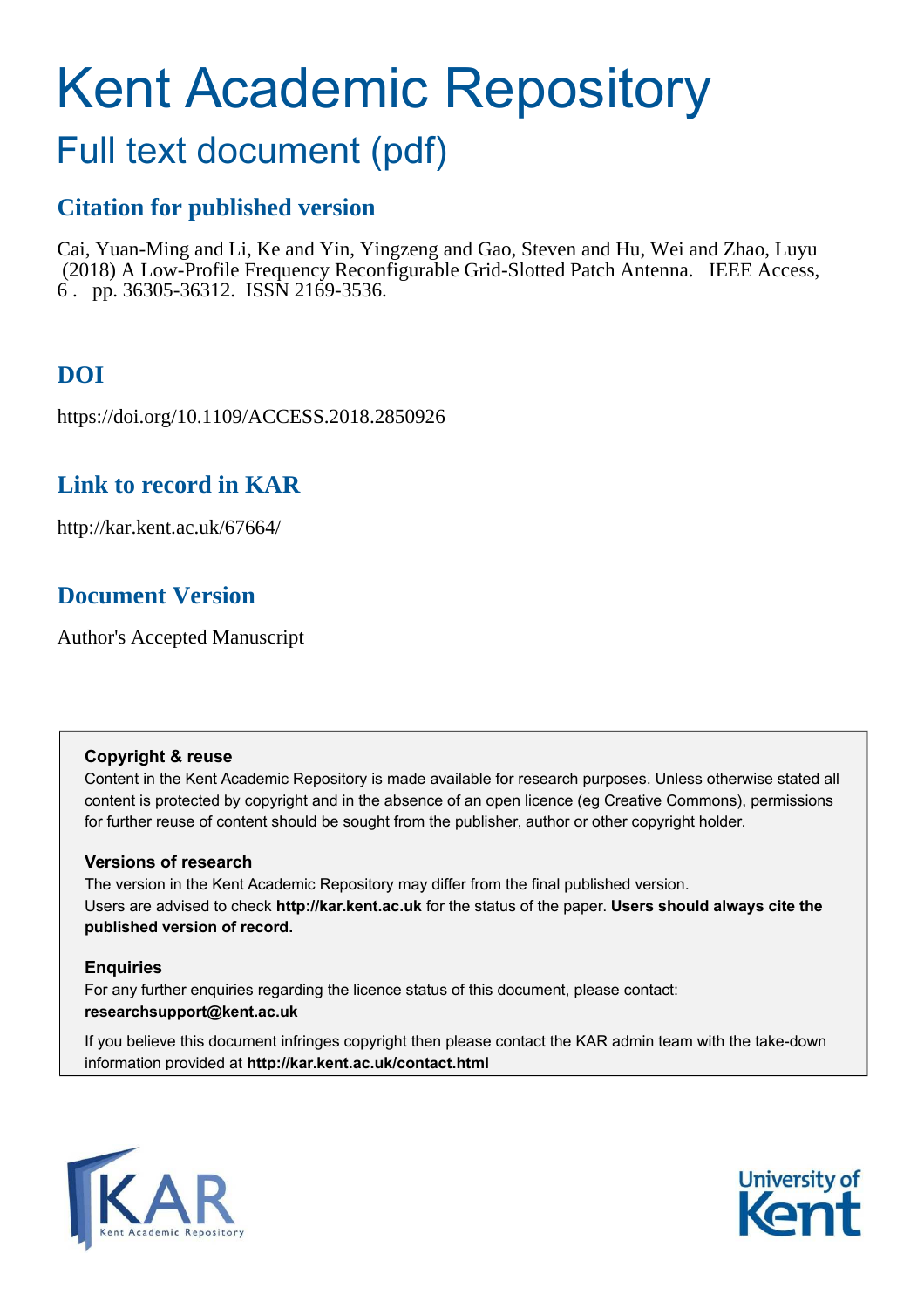# Kent Academic Repository

## Full text document (pdf)

### Citation for published version

Cai, Yuan-Ming and Li, Ke and Yin, Yingzeng and Gao, Steven and Hu, Wei and Zhao, Luyu (2018) A Low-Profile Frequency Reconfigurable Grid-Slotted Patch Antenna. IEEE Access, 6 . pp. 36305-36312. ISSN 2169-3536.

### DOI

https://doi.org/10.1109/ACCESS.2018.2850926

### Link to record in KAR

http://kar.kent.ac.uk/67664/

### Document Version

Author's Accepted Manuscript

**Copyright & reuse**

Content in the Kent Academic Repository is made available for research purposes. Unless otherwise stated all content is protected by copyright and in the absence of an open licence (eg Creative Commons), permissions for further reuse of content should be sought from the publisher, author or other copyright holder.

**Versions of research**

The version in the Kent Academic Repository may differ from the final published version. Users are advised to check **http://kar.kent.ac.uk** for the status of the paper. **Users should always cite the published version of record.**

**Enquiries**

For any further enquiries regarding the licence status of this document, please contact: **researchsupport@kent.ac.uk**

If you believe this document infringes copyright then please contact the KAR admin team with the take-down information provided at **http://kar.kent.ac.uk/contact.html**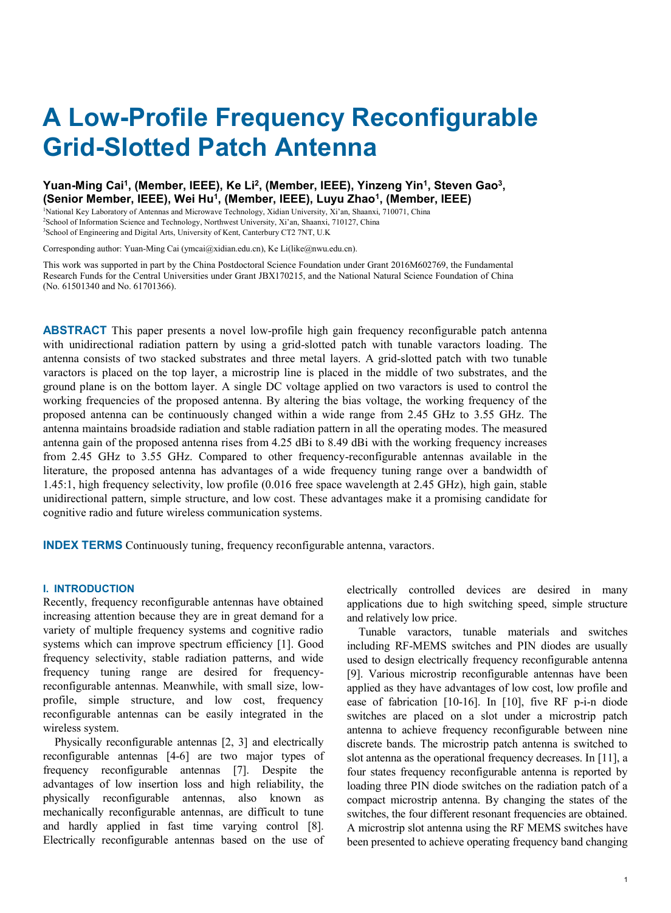# A Low-Profile Frequency Reconfigurable Grid-Slotted Patch Antenna

**Yuan-Ming Cai[1], (Member, IEEE), Ke Li[2], (Member, IEEE), Yinzeng Yin[1], Steven Gao[3], (Senior Member, IEEE), Wei Hu[1], (Member, IEEE), Luyu Zhao[1], (Member, IEEE)**

[1]National Key Laboratory of Antennas and Microwave Technology, Xidian University, Xi'an, Shaanxi, 710071, China
[2]School of Information Science and Technology, Northwest University, Xi'an, Shaanxi, 710127, China
[3]School of Engineering and Digital Arts, University of Kent, Canterbury CT2 7NT, U.K

Corresponding author: Yuan-Ming Cai (ymcai@xidian.edu.cn), Ke Li(like@nwu.edu.cn).

This work was supported in part by the China Postdoctoral Science Foundation under Grant 2016M602769, the Fundamental Research Funds for the Central Universities under Grant JBX170215, and the National Natural Science Foundation of China (No. 61501340 and No. 61701366).

**ABSTRACT** This paper presents a novel low-profile high gain frequency reconfigurable patch antenna with unidirectional radiation pattern by using a grid-slotted patch with tunable varactors loading. The antenna consists of two stacked substrates and three metal layers. A grid-slotted patch with two tunable varactors is placed on the top layer, a microstrip line is placed in the middle of two substrates, and the ground plane is on the bottom layer. A single DC voltage applied on two varactors is used to control the working frequencies of the proposed antenna. By altering the bias voltage, the working frequency of the proposed antenna can be continuously changed within a wide range from 2.45 GHz to 3.55 GHz. The antenna maintains broadside radiation and stable radiation pattern in all the operating modes. The measured antenna gain of the proposed antenna rises from 4.25 dBi to 8.49 dBi with the working frequency increases from 2.45 GHz to 3.55 GHz. Compared to other frequency-reconfigurable antennas available in the literature, the proposed antenna has advantages of a wide frequency tuning range over a bandwidth of 1.45:1, high frequency selectivity, low profile (0.016 free space wavelength at 2.45 GHz), high gain, stable unidirectional pattern, simple structure, and low cost. These advantages make it a promising candidate for cognitive radio and future wireless communication systems.

**INDEX TERMS** Continuously tuning, frequency reconfigurable antenna, varactors.

## I. INTRODUCTION

Recently, frequency reconfigurable antennas have obtained increasing attention because they are in great demand for a variety of multiple frequency systems and cognitive radio systems which can improve spectrum efficiency [1]. Good frequency selectivity, stable radiation patterns, and wide frequency tuning range are desired for frequency-reconfigurable antennas. Meanwhile, with small size, low-profile, simple structure, and low cost, frequency reconfigurable antennas can be easily integrated in the wireless system.

Physically reconfigurable antennas [2, 3] and electrically reconfigurable antennas [4-6] are two major types of frequency reconfigurable antennas [7]. Despite the advantages of low insertion loss and high reliability, the physically reconfigurable antennas, also known as mechanically reconfigurable antennas, are difficult to tune and hardly applied in fast time varying control [8]. Electrically reconfigurable antennas based on the use of electrically controlled devices are desired in many applications due to high switching speed, simple structure and relatively low price.

Tunable varactors, tunable materials and switches including RF-MEMS switches and PIN diodes are usually used to design electrically frequency reconfigurable antenna [9]. Various microstrip reconfigurable antennas have been applied as they have advantages of low cost, low profile and ease of fabrication [10-16]. In [10], five RF p-i-n diode switches are placed on a slot under a microstrip patch antenna to achieve frequency reconfigurable between nine discrete bands. The microstrip patch antenna is switched to slot antenna as the operational frequency decreases. In [11], a four states frequency reconfigurable antenna is reported by loading three PIN diode switches on the radiation patch of a compact microstrip antenna. By changing the states of the switches, the four different resonant frequencies are obtained. A microstrip slot antenna using the RF MEMS switches have been presented to achieve operating frequency band changing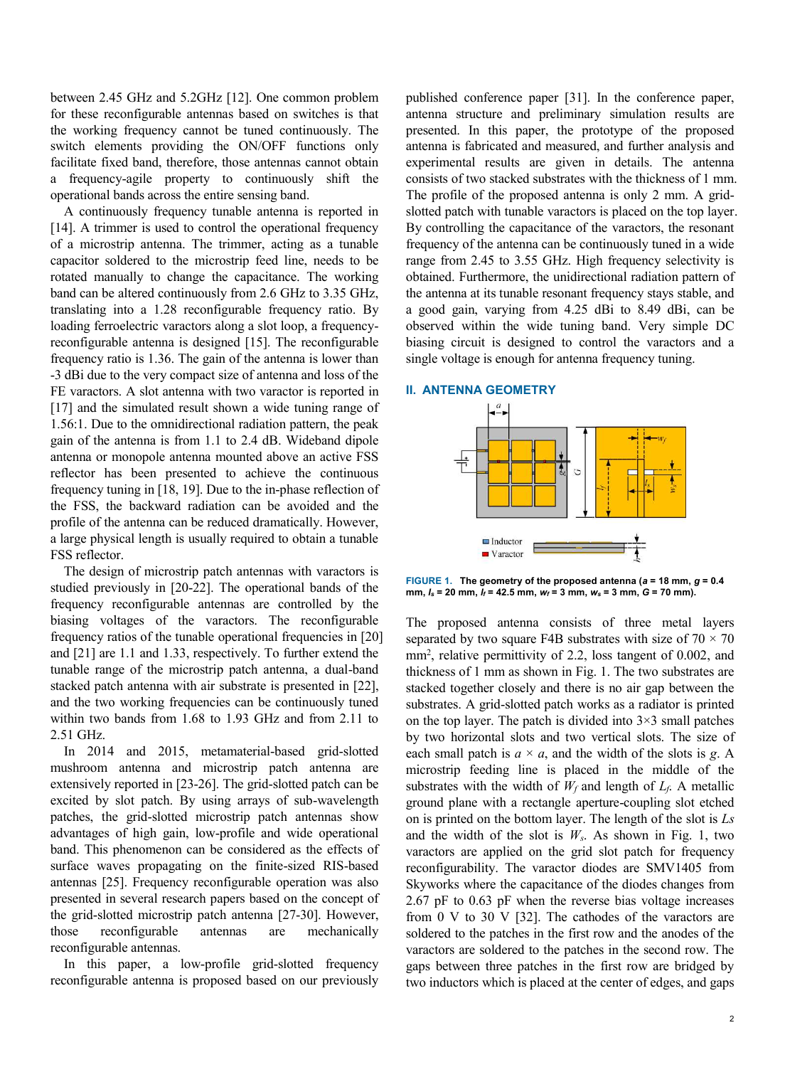between 2.45 GHz and 5.2GHz [12]. One common problem for these reconfigurable antennas based on switches is that the working frequency cannot be tuned continuously. The switch elements providing the ON/OFF functions only facilitate fixed band, therefore, those antennas cannot obtain a frequency-agile property to continuously shift the operational bands across the entire sensing band.

A continuously frequency tunable antenna is reported in [14]. A trimmer is used to control the operational frequency of a microstrip antenna. The trimmer, acting as a tunable capacitor soldered to the microstrip feed line, needs to be rotated manually to change the capacitance. The working band can be altered continuously from 2.6 GHz to 3.35 GHz, translating into a 1.28 reconfigurable frequency ratio. By loading ferroelectric varactors along a slot loop, a frequency-reconfigurable antenna is designed [15]. The reconfigurable frequency ratio is 1.36. The gain of the antenna is lower than -3 dBi due to the very compact size of antenna and loss of the FE varactors. A slot antenna with two varactor is reported in [17] and the simulated result shown a wide tuning range of 1.56:1. Due to the omnidirectional radiation pattern, the peak gain of the antenna is from 1.1 to 2.4 dB. Wideband dipole antenna or monopole antenna mounted above an active FSS reflector has been presented to achieve the continuous frequency tuning in [18, 19]. Due to the in-phase reflection of the FSS, the backward radiation can be avoided and the profile of the antenna can be reduced dramatically. However, a large physical length is usually required to obtain a tunable FSS reflector.

The design of microstrip patch antennas with varactors is studied previously in [20-22]. The operational bands of the frequency reconfigurable antennas are controlled by the biasing voltages of the varactors. The reconfigurable frequency ratios of the tunable operational frequencies in [20] and [21] are 1.1 and 1.33, respectively. To further extend the tunable range of the microstrip patch antenna, a dual-band stacked patch antenna with air substrate is presented in [22], and the two working frequencies can be continuously tuned within two bands from 1.68 to 1.93 GHz and from 2.11 to 2.51 GHz.

In 2014 and 2015, metamaterial-based grid-slotted mushroom antenna and microstrip patch antenna are extensively reported in [23-26]. The grid-slotted patch can be excited by slot patch. By using arrays of sub-wavelength patches, the grid-slotted microstrip patch antennas show advantages of high gain, low-profile and wide operational band. This phenomenon can be considered as the effects of surface waves propagating on the finite-sized RIS-based antennas [25]. Frequency reconfigurable operation was also presented in several research papers based on the concept of the grid-slotted microstrip patch antenna [27-30]. However, those reconfigurable antennas are mechanically reconfigurable antennas.

In this paper, a low-profile grid-slotted frequency reconfigurable antenna is proposed based on our previously published conference paper [31]. In the conference paper, antenna structure and preliminary simulation results are presented. In this paper, the prototype of the proposed antenna is fabricated and measured, and further analysis and experimental results are given in details. The antenna consists of two stacked substrates with the thickness of 1 mm. The profile of the proposed antenna is only 2 mm. A grid-slotted patch with tunable varactors is placed on the top layer. By controlling the capacitance of the varactors, the resonant frequency of the antenna can be continuously tuned in a wide range from 2.45 to 3.55 GHz. High frequency selectivity is obtained. Furthermore, the unidirectional radiation pattern of the antenna at its tunable resonant frequency stays stable, and a good gain, varying from 4.25 dBi to 8.49 dBi, can be observed within the wide tuning band. Very simple DC biasing circuit is designed to control the varactors and a single voltage is enough for antenna frequency tuning.

## II. ANTENNA GEOMETRY

**FIGURE 1. The geometry of the proposed antenna (*a* = 18 mm, *g* = 0.4 mm, *l*$_s$ = 20 mm, *l*$_f$ = 42.5 mm, *w*$_f$ = 3 mm, *w*$_s$ = 3 mm, *G* = 70 mm).**

The proposed antenna consists of three metal layers separated by two square F4B substrates with size of 70 × 70 mm$^2$, relative permittivity of 2.2, loss tangent of 0.002, and thickness of 1 mm as shown in Fig. 1. The two substrates are stacked together closely and there is no air gap between the substrates. A grid-slotted patch works as a radiator is printed on the top layer. The patch is divided into 3×3 small patches by two horizontal slots and two vertical slots. The size of each small patch is $a \times a$, and the width of the slots is $g$. A microstrip feeding line is placed in the middle of the substrates with the width of $W_f$ and length of $L_f$. A metallic ground plane with a rectangle aperture-coupling slot etched on is printed on the bottom layer. The length of the slot is $Ls$ and the width of the slot is $W_s$. As shown in Fig. 1, two varactors are applied on the grid slot patch for frequency reconfigurability. The varactor diodes are SMV1405 from Skyworks where the capacitance of the diodes changes from 2.67 pF to 0.63 pF when the reverse bias voltage increases from 0 V to 30 V [32]. The cathodes of the varactors are soldered to the patches in the first row and the anodes of the varactors are soldered to the patches in the second row. The gaps between three patches in the first row are bridged by two inductors which is placed at the center of edges, and gaps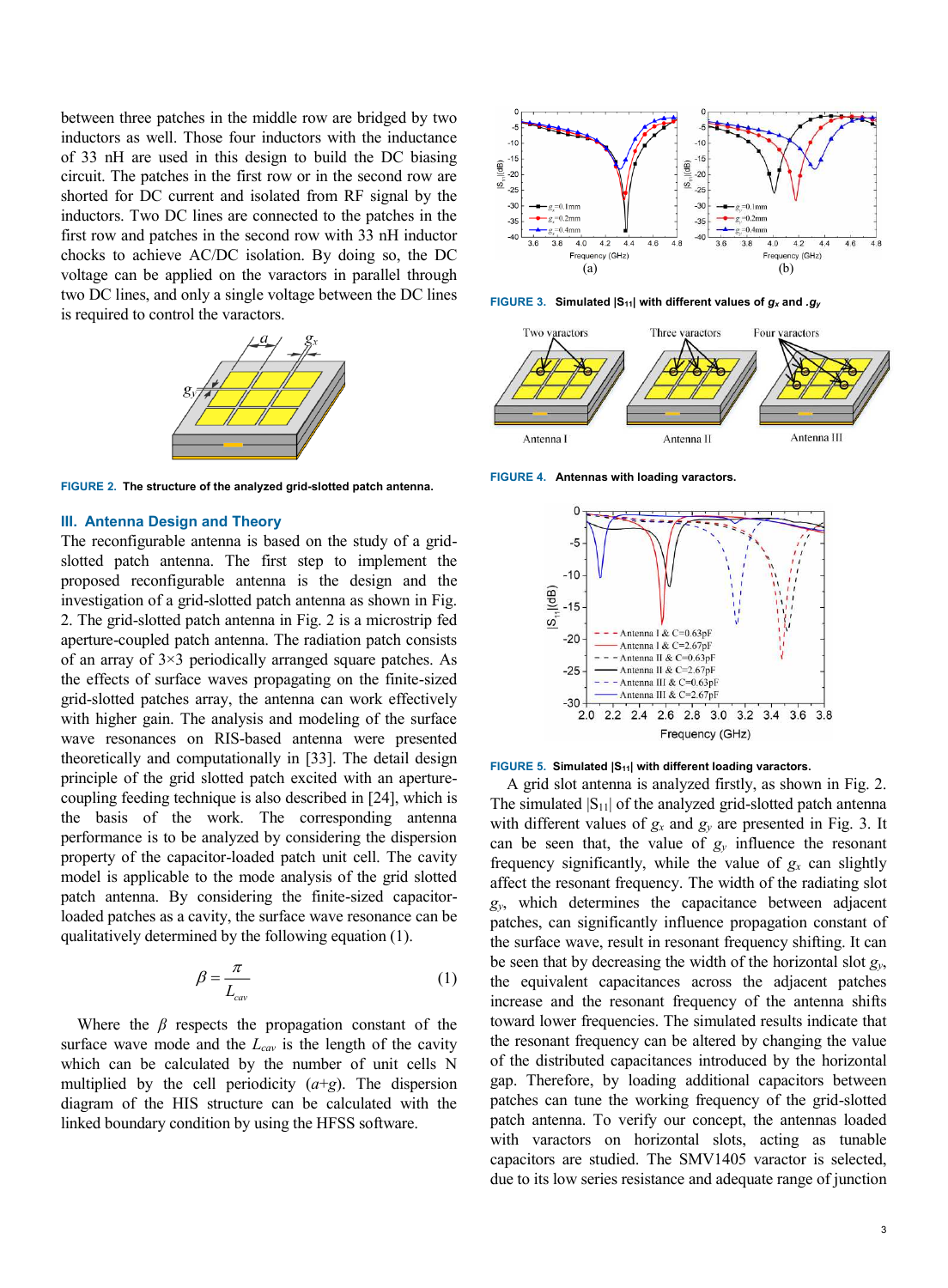between three patches in the middle row are bridged by two inductors as well. Those four inductors with the inductance of 33 nH are used in this design to build the DC biasing circuit. The patches in the first row or in the second row are shorted for DC current and isolated from RF signal by the inductors. Two DC lines are connected to the patches in the first row and patches in the second row with 33 nH inductor chocks to achieve AC/DC isolation. By doing so, the DC voltage can be applied on the varactors in parallel through two DC lines, and only a single voltage between the DC lines is required to control the varactors.

FIGURE 2. The structure of the analyzed grid-slotted patch antenna.

## III. Antenna Design and Theory

The reconfigurable antenna is based on the study of a grid-slotted patch antenna. The first step to implement the proposed reconfigurable antenna is the design and the investigation of a grid-slotted patch antenna as shown in Fig. 2. The grid-slotted patch antenna in Fig. 2 is a microstrip fed aperture-coupled patch antenna. The radiation patch consists of an array of 3×3 periodically arranged square patches. As the effects of surface waves propagating on the finite-sized grid-slotted patches array, the antenna can work effectively with higher gain. The analysis and modeling of the surface wave resonances on RIS-based antenna were presented theoretically and computationally in [33]. The detail design principle of the grid slotted patch excited with an aperture-coupling feeding technique is also described in [24], which is the basis of the work. The corresponding antenna performance is to be analyzed by considering the dispersion property of the capacitor-loaded patch unit cell. The cavity model is applicable to the mode analysis of the grid slotted patch antenna. By considering the finite-sized capacitor-loaded patches as a cavity, the surface wave resonance can be qualitatively determined by the following equation (1).

$$\beta = \frac{\pi}{L_{cav}} \tag{1}$$

Where the $\beta$ respects the propagation constant of the surface wave mode and the $L_{cav}$ is the length of the cavity which can be calculated by the number of unit cells N multiplied by the cell periodicity ($a$+$g$). The dispersion diagram of the HIS structure can be calculated with the linked boundary condition by using the HFSS software.

FIGURE 3. Simulated $|S_{11}|$ with different values of $g_x$ and $g_y$

FIGURE 4. Antennas with loading varactors.

FIGURE 5. Simulated $|S_{11}|$ with different loading varactors.

A grid slot antenna is analyzed firstly, as shown in Fig. 2. The simulated $|S_{11}|$ of the analyzed grid-slotted patch antenna with different values of $g_x$ and $g_y$ are presented in Fig. 3. It can be seen that, the value of $g_y$ influence the resonant frequency significantly, while the value of $g_x$ can slightly affect the resonant frequency. The width of the radiating slot $g_y$, which determines the capacitance between adjacent patches, can significantly influence propagation constant of the surface wave, result in resonant frequency shifting. It can be seen that by decreasing the width of the horizontal slot $g_y$, the equivalent capacitances across the adjacent patches increase and the resonant frequency of the antenna shifts toward lower frequencies. The simulated results indicate that the resonant frequency can be altered by changing the value of the distributed capacitances introduced by the horizontal gap. Therefore, by loading additional capacitors between patches can tune the working frequency of the grid-slotted patch antenna. To verify our concept, the antennas loaded with varactors on horizontal slots, acting as tunable capacitors are studied. The SMV1405 varactor is selected, due to its low series resistance and adequate range of junction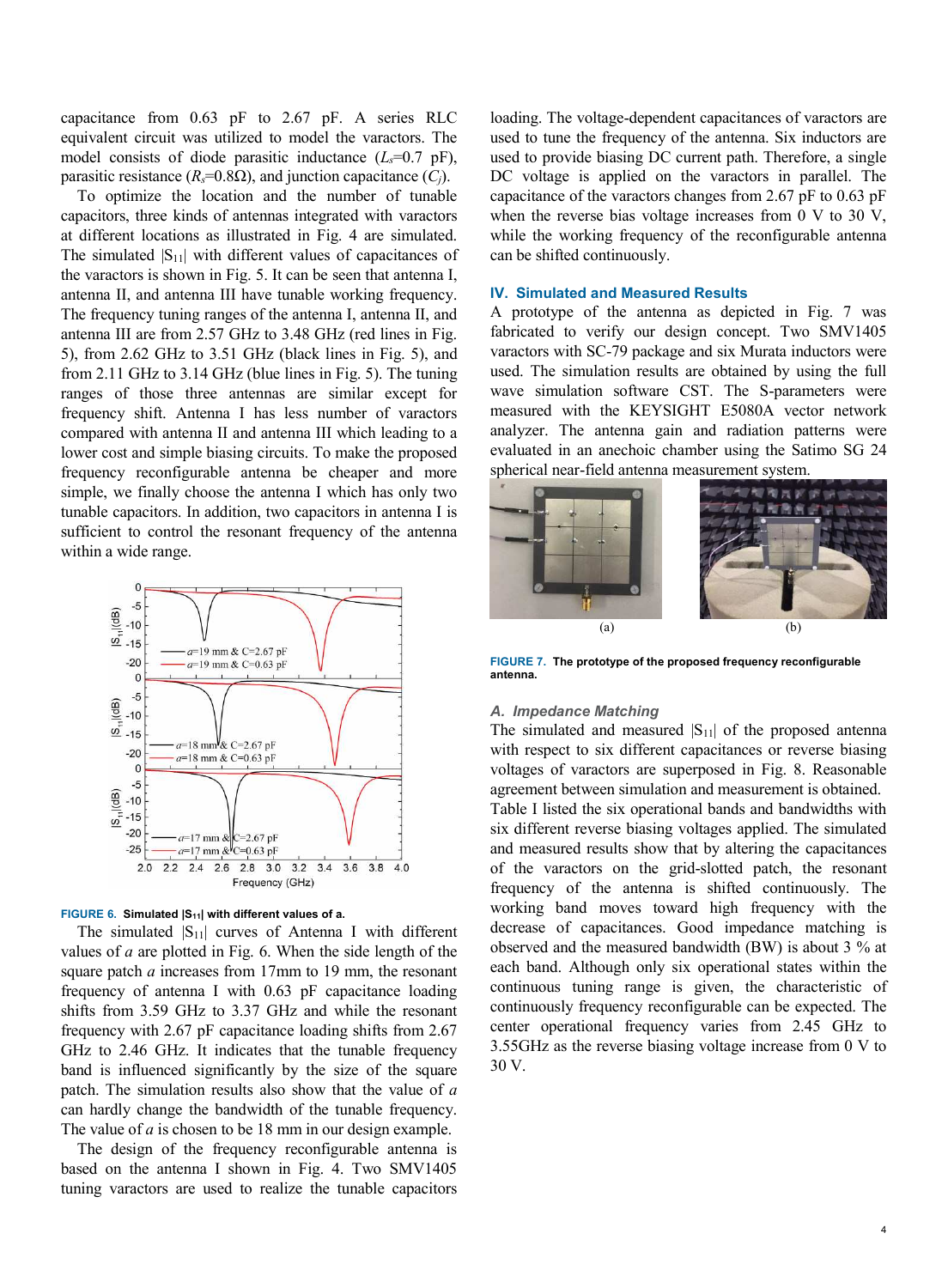capacitance from 0.63 pF to 2.67 pF. A series RLC equivalent circuit was utilized to model the varactors. The model consists of diode parasitic inductance ($L_s$=0.7 pF), parasitic resistance ($R_s$=0.8Ω), and junction capacitance ($C_j$).

To optimize the location and the number of tunable capacitors, three kinds of antennas integrated with varactors at different locations as illustrated in Fig. 4 are simulated. The simulated $|S_{11}|$ with different values of capacitances of the varactors is shown in Fig. 5. It can be seen that antenna I, antenna II, and antenna III have tunable working frequency. The frequency tuning ranges of the antenna I, antenna II, and antenna III are from 2.57 GHz to 3.48 GHz (red lines in Fig. 5), from 2.62 GHz to 3.51 GHz (black lines in Fig. 5), and from 2.11 GHz to 3.14 GHz (blue lines in Fig. 5). The tuning ranges of those three antennas are similar except for frequency shift. Antenna I has less number of varactors compared with antenna II and antenna III which leading to a lower cost and simple biasing circuits. To make the proposed frequency reconfigurable antenna be cheaper and more simple, we finally choose the antenna I which has only two tunable capacitors. In addition, two capacitors in antenna I is sufficient to control the resonant frequency of the antenna within a wide range.

**FIGURE 6.** Simulated $|S_{11}|$ with different values of a.

The simulated $|S_{11}|$ curves of Antenna I with different values of $a$ are plotted in Fig. 6. When the side length of the square patch $a$ increases from 17mm to 19 mm, the resonant frequency of antenna I with 0.63 pF capacitance loading shifts from 3.59 GHz to 3.37 GHz and while the resonant frequency with 2.67 pF capacitance loading shifts from 2.67 GHz to 2.46 GHz. It indicates that the tunable frequency band is influenced significantly by the size of the square patch. The simulation results also show that the value of $a$ can hardly change the bandwidth of the tunable frequency. The value of $a$ is chosen to be 18 mm in our design example.

The design of the frequency reconfigurable antenna is based on the antenna I shown in Fig. 4. Two SMV1405 tuning varactors are used to realize the tunable capacitors loading. The voltage-dependent capacitances of varactors are used to tune the frequency of the antenna. Six inductors are used to provide biasing DC current path. Therefore, a single DC voltage is applied on the varactors in parallel. The capacitance of the varactors changes from 2.67 pF to 0.63 pF when the reverse bias voltage increases from 0 V to 30 V, while the working frequency of the reconfigurable antenna can be shifted continuously.

## IV. Simulated and Measured Results

A prototype of the antenna as depicted in Fig. 7 was fabricated to verify our design concept. Two SMV1405 varactors with SC-79 package and six Murata inductors were used. The simulation results are obtained by using the full wave simulation software CST. The S-parameters were measured with the KEYSIGHT E5080A vector network analyzer. The antenna gain and radiation patterns were evaluated in an anechoic chamber using the Satimo SG 24 spherical near-field antenna measurement system.

**FIGURE 7.** The prototype of the proposed frequency reconfigurable antenna.

### A. Impedance Matching

The simulated and measured $|S_{11}|$ of the proposed antenna with respect to six different capacitances or reverse biasing voltages of varactors are superposed in Fig. 8. Reasonable agreement between simulation and measurement is obtained. Table I listed the six operational bands and bandwidths with six different reverse biasing voltages applied. The simulated and measured results show that by altering the capacitances of the varactors on the grid-slotted patch, the resonant frequency of the antenna is shifted continuously. The working band moves toward high frequency with the decrease of capacitances. Good impedance matching is observed and the measured bandwidth (BW) is about 3 % at each band. Although only six operational states within the continuous tuning range is given, the characteristic of continuously frequency reconfigurable can be expected. The center operational frequency varies from 2.45 GHz to 3.55GHz as the reverse biasing voltage increase from 0 V to 30 V.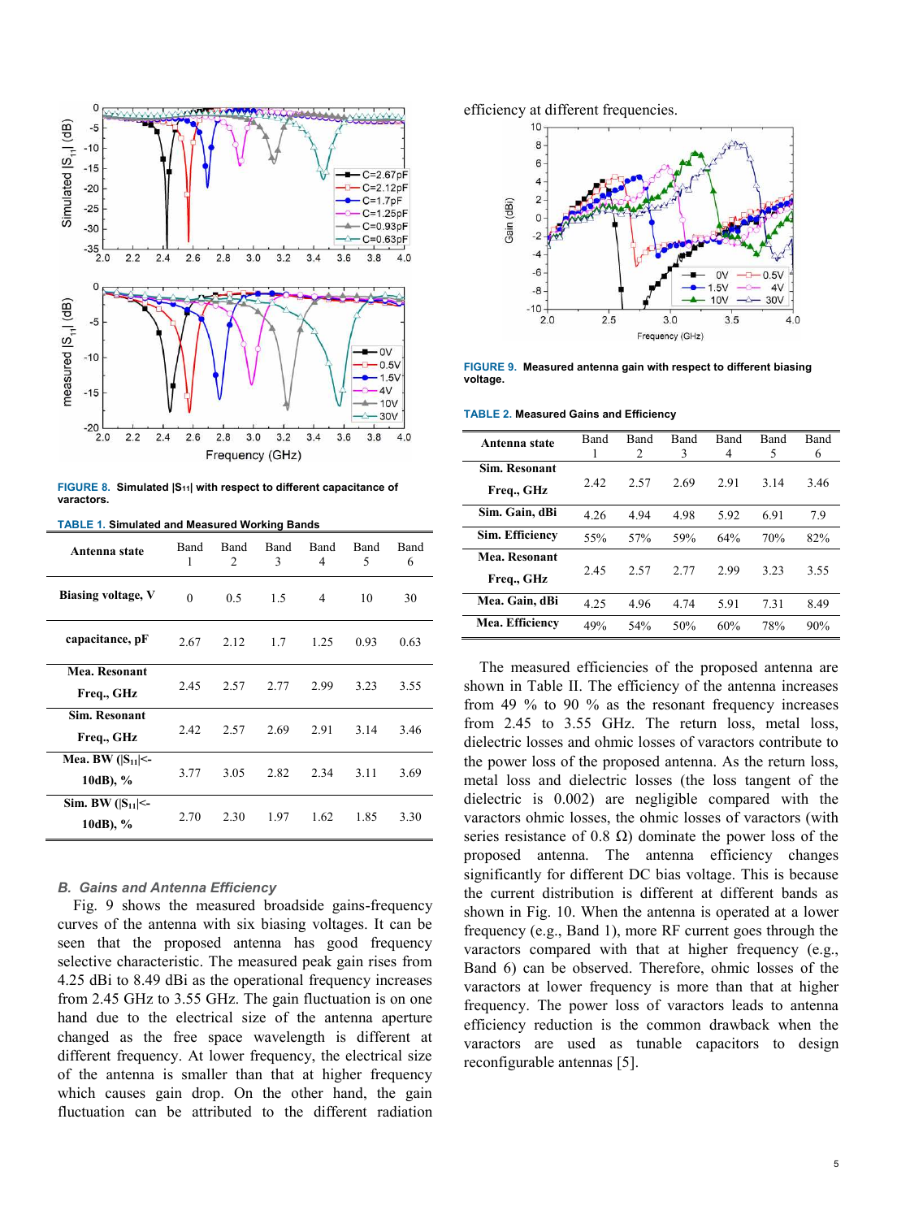FIGURE 8. Simulated $|S_{11}|$ with respect to different capacitance of varactors.

TABLE 1. Simulated and Measured Working Bands

| Antenna state | Band 1 | Band 2 | Band 3 | Band 4 | Band 5 | Band 6 |
|---|---|---|---|---|---|---|
| Biasing voltage, V | 0 | 0.5 | 1.5 | 4 | 10 | 30 |
| capacitance, pF | 2.67 | 2.12 | 1.7 | 1.25 | 0.93 | 0.63 |
| Mea. Resonant Freq., GHz | 2.45 | 2.57 | 2.77 | 2.99 | 3.23 | 3.55 |
| Sim. Resonant Freq., GHz | 2.42 | 2.57 | 2.69 | 2.91 | 3.14 | 3.46 |
| Mea. BW ($\|S_{11}\|$<-10dB), % | 3.77 | 3.05 | 2.82 | 2.34 | 3.11 | 3.69 |
| Sim. BW ($\|S_{11}\|$<-10dB), % | 2.70 | 2.30 | 1.97 | 1.62 | 1.85 | 3.30 |

### *B. Gains and Antenna Efficiency*

Fig. 9 shows the measured broadside gains-frequency curves of the antenna with six biasing voltages. It can be seen that the proposed antenna has good frequency selective characteristic. The measured peak gain rises from 4.25 dBi to 8.49 dBi as the operational frequency increases from 2.45 GHz to 3.55 GHz. The gain fluctuation is on one hand due to the electrical size of the antenna aperture changed as the free space wavelength is different at different frequency. At lower frequency, the electrical size of the antenna is smaller than that at higher frequency which causes gain drop. On the other hand, the gain fluctuation can be attributed to the different radiation efficiency at different frequencies.

FIGURE 9. Measured antenna gain with respect to different biasing voltage.

TABLE 2. Measured Gains and Efficiency

| Antenna state | Band 1 | Band 2 | Band 3 | Band 4 | Band 5 | Band 6 |
|---|---|---|---|---|---|---|
| Sim. Resonant Freq., GHz | 2.42 | 2.57 | 2.69 | 2.91 | 3.14 | 3.46 |
| Sim. Gain, dBi | 4.26 | 4.94 | 4.98 | 5.92 | 6.91 | 7.9 |
| Sim. Efficiency | 55% | 57% | 59% | 64% | 70% | 82% |
| Mea. Resonant Freq., GHz | 2.45 | 2.57 | 2.77 | 2.99 | 3.23 | 3.55 |
| Mea. Gain, dBi | 4.25 | 4.96 | 4.74 | 5.91 | 7.31 | 8.49 |
| Mea. Efficiency | 49% | 54% | 50% | 60% | 78% | 90% |

The measured efficiencies of the proposed antenna are shown in Table II. The efficiency of the antenna increases from 49 % to 90 % as the resonant frequency increases from 2.45 to 3.55 GHz. The return loss, metal loss, dielectric losses and ohmic losses of varactors contribute to the power loss of the proposed antenna. As the return loss, metal loss and dielectric losses (the loss tangent of the dielectric is 0.002) are negligible compared with the varactors ohmic losses, the ohmic losses of varactors (with series resistance of 0.8 Ω) dominate the power loss of the proposed antenna. The antenna efficiency changes significantly for different DC bias voltage. This is because the current distribution is different at different bands as shown in Fig. 10. When the antenna is operated at a lower frequency (e.g., Band 1), more RF current goes through the varactors compared with that at higher frequency (e.g., Band 6) can be observed. Therefore, ohmic losses of the varactors at lower frequency is more than that at higher frequency. The power loss of varactors leads to antenna efficiency reduction is the common drawback when the varactors are used as tunable capacitors to design reconfigurable antennas [5].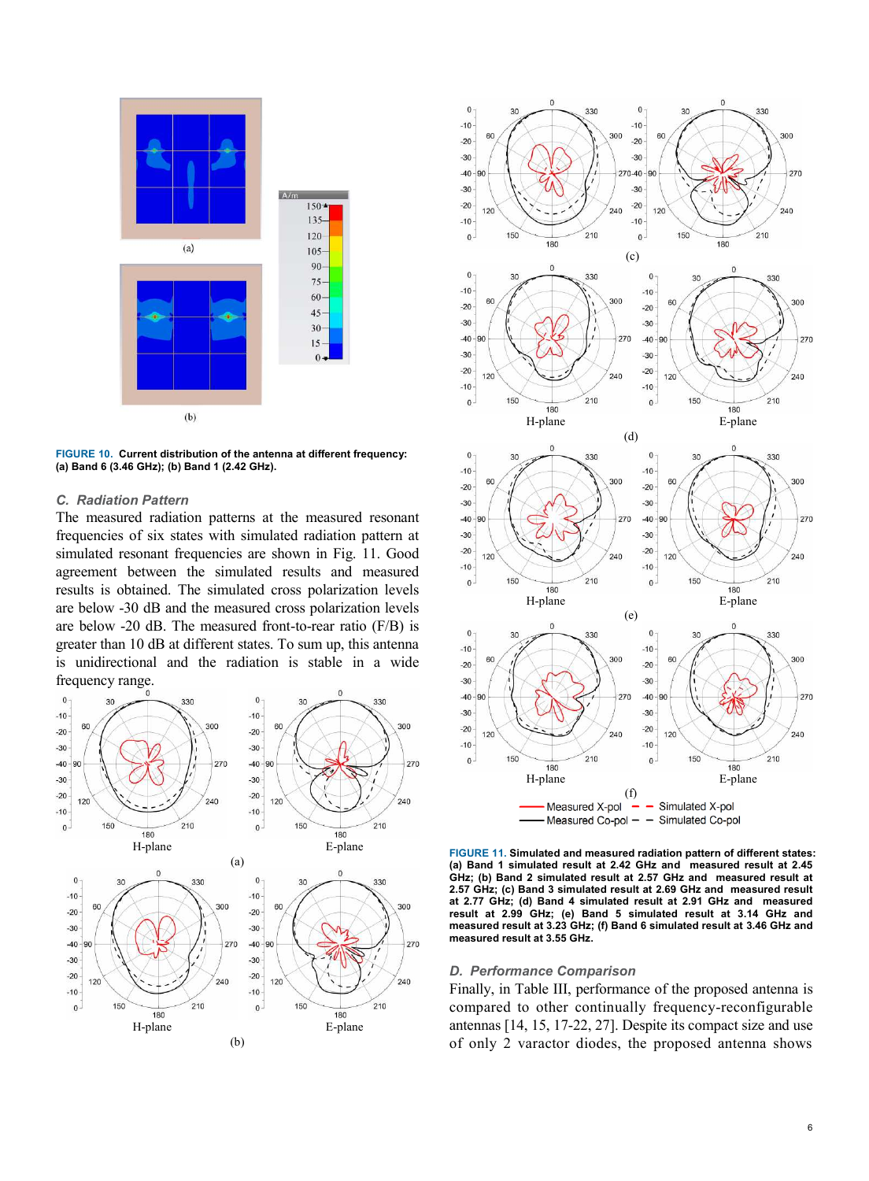**FIGURE 10. Current distribution of the antenna at different frequency: (a) Band 6 (3.46 GHz); (b) Band 1 (2.42 GHz).**

### C. Radiation Pattern

The measured radiation patterns at the measured resonant frequencies of six states with simulated radiation pattern at simulated resonant frequencies are shown in Fig. 11. Good agreement between the simulated results and measured results is obtained. The simulated cross polarization levels are below -30 dB and the measured cross polarization levels are below -20 dB. The measured front-to-rear ratio (F/B) is greater than 10 dB at different states. To sum up, this antenna is unidirectional and the radiation is stable in a wide frequency range.

**FIGURE 11. Simulated and measured radiation pattern of different states: (a) Band 1 simulated result at 2.42 GHz and measured result at 2.45 GHz; (b) Band 2 simulated result at 2.57 GHz and measured result at 2.57 GHz; (c) Band 3 simulated result at 2.69 GHz and measured result at 2.77 GHz; (d) Band 4 simulated result at 2.91 GHz and measured result at 2.99 GHz; (e) Band 5 simulated result at 3.14 GHz and measured result at 3.23 GHz; (f) Band 6 simulated result at 3.46 GHz and measured result at 3.55 GHz.**

### D. Performance Comparison

Finally, in Table III, performance of the proposed antenna is compared to other continually frequency-reconfigurable antennas [14, 15, 17-22, 27]. Despite its compact size and use of only 2 varactor diodes, the proposed antenna shows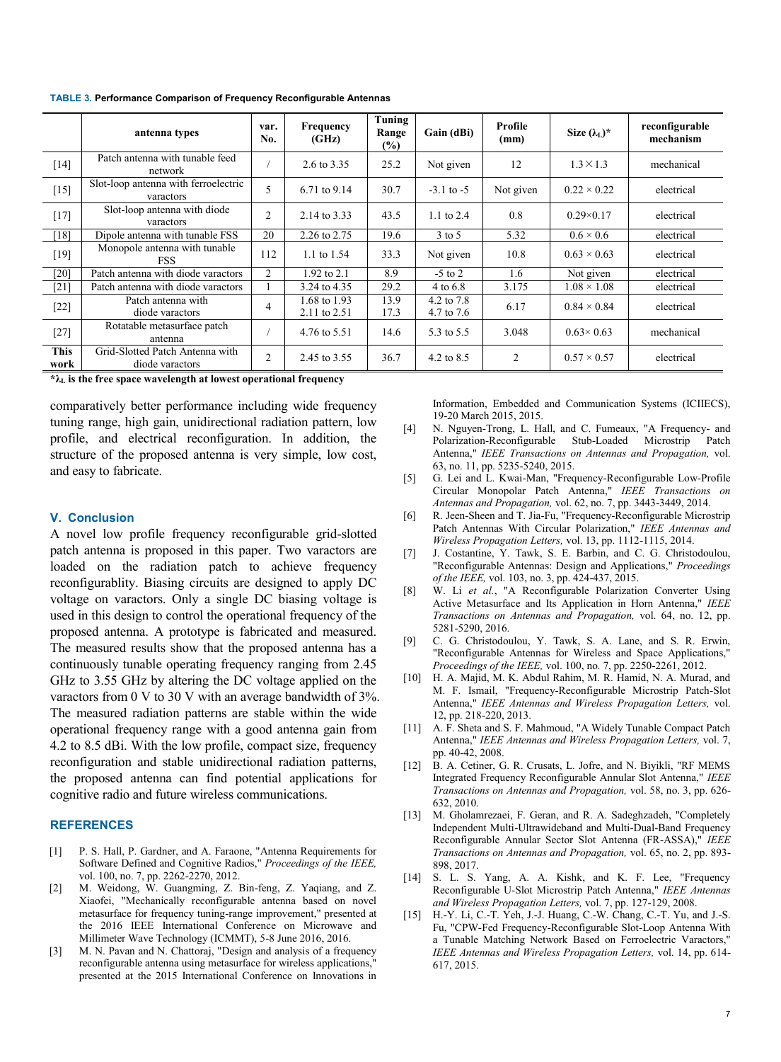**TABLE 3. Performance Comparison of Frequency Reconfigurable Antennas**

| | antenna types | var. No. | Frequency (GHz) | Tuning Range (%) | Gain (dBi) | Profile (mm) | Size ($\lambda_L$)* | reconfigurable mechanism |
|---|---|---|---|---|---|---|---|---|
| [14] | Patch antenna with tunable feed network | / | 2.6 to 3.35 | 25.2 | Not given | 12 | 1.3×1.3 | mechanical |
| [15] | Slot-loop antenna with ferroelectric varactors | 5 | 6.71 to 9.14 | 30.7 | -3.1 to -5 | Not given | 0.22 × 0.22 | electrical |
| [17] | Slot-loop antenna with diode varactors | 2 | 2.14 to 3.33 | 43.5 | 1.1 to 2.4 | 0.8 | 0.29×0.17 | electrical |
| [18] | Dipole antenna with tunable FSS | 20 | 2.26 to 2.75 | 19.6 | 3 to 5 | 5.32 | 0.6 × 0.6 | electrical |
| [19] | Monopole antenna with tunable FSS | 112 | 1.1 to 1.54 | 33.3 | Not given | 10.8 | 0.63 × 0.63 | electrical |
| [20] | Patch antenna with diode varactors | 2 | 1.92 to 2.1 | 8.9 | -5 to 2 | 1.6 | Not given | electrical |
| [21] | Patch antenna with diode varactors | 1 | 3.24 to 4.35 | 29.2 | 4 to 6.8 | 3.175 | 1.08 × 1.08 | electrical |
| [22] | Patch antenna with diode varactors | 4 | 1.68 to 1.93<br>2.11 to 2.51 | 13.9<br>17.3 | 4.2 to 7.8<br>4.7 to 7.6 | 6.17 | 0.84 × 0.84 | electrical |
| [27] | Rotatable metasurface patch antenna | / | 4.76 to 5.51 | 14.6 | 5.3 to 5.5 | 3.048 | 0.63× 0.63 | mechanical |
| **This work** | Grid-Slotted Patch Antenna with diode varactors | 2 | 2.45 to 3.55 | 36.7 | 4.2 to 8.5 | 2 | 0.57 × 0.57 | electrical |

**$^*\lambda_L$ is the free space wavelength at lowest operational frequency**

comparatively better performance including wide frequency tuning range, high gain, unidirectional radiation pattern, low profile, and electrical reconfiguration. In addition, the structure of the proposed antenna is very simple, low cost, and easy to fabricate.

## V. Conclusion

A novel low profile frequency reconfigurable grid-slotted patch antenna is proposed in this paper. Two varactors are loaded on the radiation patch to achieve frequency reconfigurablity. Biasing circuits are designed to apply DC voltage on varactors. Only a single DC biasing voltage is used in this design to control the operational frequency of the proposed antenna. A prototype is fabricated and measured. The measured results show that the proposed antenna has a continuously tunable operating frequency ranging from 2.45 GHz to 3.55 GHz by altering the DC voltage applied on the varactors from 0 V to 30 V with an average bandwidth of 3%. The measured radiation patterns are stable within the wide operational frequency range with a good antenna gain from 4.2 to 8.5 dBi. With the low profile, compact size, frequency reconfiguration and stable unidirectional radiation patterns, the proposed antenna can find potential applications for cognitive radio and future wireless communications.

## REFERENCES

[1] P. S. Hall, P. Gardner, and A. Faraone, "Antenna Requirements for Software Defined and Cognitive Radios," *Proceedings of the IEEE,* vol. 100, no. 7, pp. 2262-2270, 2012.

[2] M. Weidong, W. Guangming, Z. Bin-feng, Z. Yaqiang, and Z. Xiaofei, "Mechanically reconfigurable antenna based on novel metasurface for frequency tuning-range improvement," presented at the 2016 IEEE International Conference on Microwave and Millimeter Wave Technology (ICMMT), 5-8 June 2016, 2016.

[3] M. N. Pavan and N. Chattoraj, "Design and analysis of a frequency reconfigurable antenna using metasurface for wireless applications," presented at the 2015 International Conference on Innovations in Information, Embedded and Communication Systems (ICIIECS), 19-20 March 2015, 2015.

[4] N. Nguyen-Trong, L. Hall, and C. Fumeaux, "A Frequency- and Polarization-Reconfigurable Stub-Loaded Microstrip Patch Antenna," *IEEE Transactions on Antennas and Propagation,* vol. 63, no. 11, pp. 5235-5240, 2015.

[5] G. Lei and L. Kwai-Man, "Frequency-Reconfigurable Low-Profile Circular Monopolar Patch Antenna," *IEEE Transactions on Antennas and Propagation,* vol. 62, no. 7, pp. 3443-3449, 2014.

[6] R. Jeen-Sheen and T. Jia-Fu, "Frequency-Reconfigurable Microstrip Patch Antennas With Circular Polarization," *IEEE Antennas and Wireless Propagation Letters,* vol. 13, pp. 1112-1115, 2014.

[7] J. Costantine, Y. Tawk, S. E. Barbin, and C. G. Christodoulou, "Reconfigurable Antennas: Design and Applications," *Proceedings of the IEEE,* vol. 103, no. 3, pp. 424-437, 2015.

[8] W. Li *et al.*, "A Reconfigurable Polarization Converter Using Active Metasurface and Its Application in Horn Antenna," *IEEE Transactions on Antennas and Propagation,* vol. 64, no. 12, pp. 5281-5290, 2016.

[9] C. G. Christodoulou, Y. Tawk, S. A. Lane, and S. R. Erwin, "Reconfigurable Antennas for Wireless and Space Applications," *Proceedings of the IEEE,* vol. 100, no. 7, pp. 2250-2261, 2012.

[10] H. A. Majid, M. K. Abdul Rahim, M. R. Hamid, N. A. Murad, and M. F. Ismail, "Frequency-Reconfigurable Microstrip Patch-Slot Antenna," *IEEE Antennas and Wireless Propagation Letters,* vol. 12, pp. 218-220, 2013.

[11] A. F. Sheta and S. F. Mahmoud, "A Widely Tunable Compact Patch Antenna," *IEEE Antennas and Wireless Propagation Letters,* vol. 7, pp. 40-42, 2008.

[12] B. A. Cetiner, G. R. Crusats, L. Jofre, and N. Biyikli, "RF MEMS Integrated Frequency Reconfigurable Annular Slot Antenna," *IEEE Transactions on Antennas and Propagation,* vol. 58, no. 3, pp. 626-632, 2010.

[13] M. Gholamrezaei, F. Geran, and R. A. Sadeghzadeh, "Completely Independent Multi-Ultrawideband and Multi-Dual-Band Frequency Reconfigurable Annular Sector Slot Antenna (FR-ASSA)," *IEEE Transactions on Antennas and Propagation,* vol. 65, no. 2, pp. 893-898, 2017.

[14] S. L. S. Yang, A. A. Kishk, and K. F. Lee, "Frequency Reconfigurable U-Slot Microstrip Patch Antenna," *IEEE Antennas and Wireless Propagation Letters,* vol. 7, pp. 127-129, 2008.

[15] H.-Y. Li, C.-T. Yeh, J.-J. Huang, C.-W. Chang, C.-T. Yu, and J.-S. Fu, "CPW-Fed Frequency-Reconfigurable Slot-Loop Antenna With a Tunable Matching Network Based on Ferroelectric Varactors," *IEEE Antennas and Wireless Propagation Letters,* vol. 14, pp. 614-617, 2015.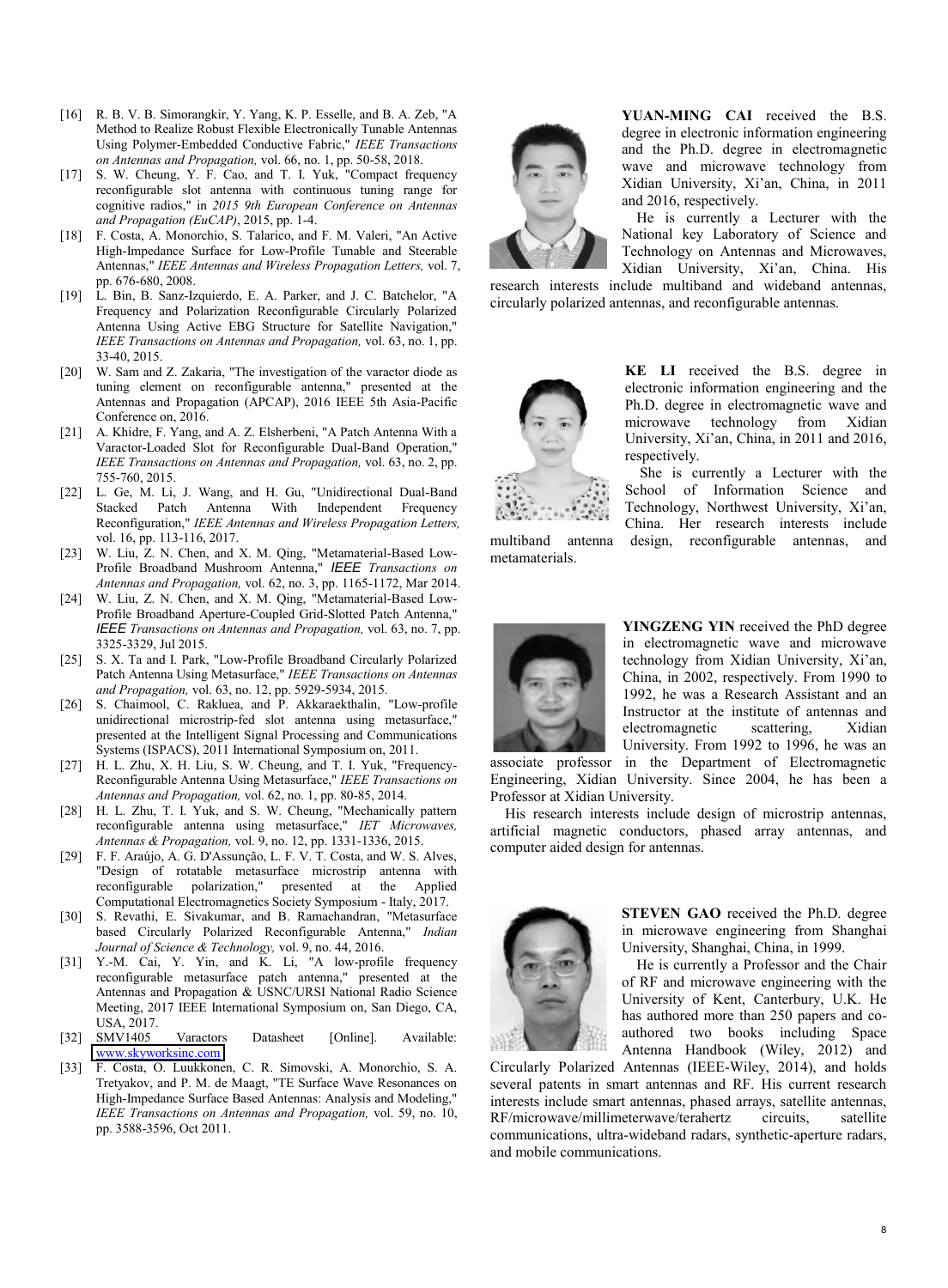[16] R. B. V. B. Simorangkir, Y. Yang, K. P. Esselle, and B. A. Zeb, "A Method to Realize Robust Flexible Electronically Tunable Antennas Using Polymer-Embedded Conductive Fabric," *IEEE Transactions on Antennas and Propagation,* vol. 66, no. 1, pp. 50-58, 2018.

[17] S. W. Cheung, Y. F. Cao, and T. I. Yuk, "Compact frequency reconfigurable slot antenna with continuous tuning range for cognitive radios," in *2015 9th European Conference on Antennas and Propagation (EuCAP)*, 2015, pp. 1-4.

[18] F. Costa, A. Monorchio, S. Talarico, and F. M. Valeri, "An Active High-Impedance Surface for Low-Profile Tunable and Steerable Antennas," *IEEE Antennas and Wireless Propagation Letters,* vol. 7, pp. 676-680, 2008.

[19] L. Bin, B. Sanz-Izquierdo, E. A. Parker, and J. C. Batchelor, "A Frequency and Polarization Reconfigurable Circularly Polarized Antenna Using Active EBG Structure for Satellite Navigation," *IEEE Transactions on Antennas and Propagation,* vol. 63, no. 1, pp. 33-40, 2015.

[20] W. Sam and Z. Zakaria, "The investigation of the varactor diode as tuning element on reconfigurable antenna," presented at the Antennas and Propagation (APCAP), 2016 IEEE 5th Asia-Pacific Conference on, 2016.

[21] A. Khidre, F. Yang, and A. Z. Elsherbeni, "A Patch Antenna With a Varactor-Loaded Slot for Reconfigurable Dual-Band Operation," *IEEE Transactions on Antennas and Propagation,* vol. 63, no. 2, pp. 755-760, 2015.

[22] L. Ge, M. Li, J. Wang, and H. Gu, "Unidirectional Dual-Band Stacked Patch Antenna With Independent Frequency Reconfiguration," *IEEE Antennas and Wireless Propagation Letters,* vol. 16, pp. 113-116, 2017.

[23] W. Liu, Z. N. Chen, and X. M. Qing, "Metamaterial-Based Low-Profile Broadband Mushroom Antenna," *IEEE Transactions on Antennas and Propagation,* vol. 62, no. 3, pp. 1165-1172, Mar 2014.

[24] W. Liu, Z. N. Chen, and X. M. Qing, "Metamaterial-Based Low-Profile Broadband Aperture-Coupled Grid-Slotted Patch Antenna," *IEEE Transactions on Antennas and Propagation,* vol. 63, no. 7, pp. 3325-3329, Jul 2015.

[25] S. X. Ta and I. Park, "Low-Profile Broadband Circularly Polarized Patch Antenna Using Metasurface," *IEEE Transactions on Antennas and Propagation,* vol. 63, no. 12, pp. 5929-5934, 2015.

[26] S. Chaimool, C. Rakluea, and P. Akkaraekthalin, "Low-profile unidirectional microstrip-fed slot antenna using metasurface," presented at the Intelligent Signal Processing and Communications Systems (ISPACS), 2011 International Symposium on, 2011.

[27] H. L. Zhu, X. H. Liu, S. W. Cheung, and T. I. Yuk, "Frequency-Reconfigurable Antenna Using Metasurface," *IEEE Transactions on Antennas and Propagation,* vol. 62, no. 1, pp. 80-85, 2014.

[28] H. L. Zhu, T. I. Yuk, and S. W. Cheung, "Mechanically pattern reconfigurable antenna using metasurface," *IET Microwaves, Antennas & Propagation,* vol. 9, no. 12, pp. 1331-1336, 2015.

[29] F. F. Araújo, A. G. D'Assunção, L. F. V. T. Costa, and W. S. Alves, "Design of rotatable metasurface microstrip antenna with reconfigurable polarization," presented at the Applied Computational Electromagnetics Society Symposium - Italy, 2017.

[30] S. Revathi, E. Sivakumar, and B. Ramachandran, "Metasurface based Circularly Polarized Reconfigurable Antenna," *Indian Journal of Science & Technology,* vol. 9, no. 44, 2016.

[31] Y.-M. Cai, Y. Yin, and K. Li, "A low-profile frequency reconfigurable metasurface patch antenna," presented at the Antennas and Propagation & USNC/URSI National Radio Science Meeting, 2017 IEEE International Symposium on, San Diego, CA, USA, 2017.

[32] SMV1405 Varactors Datasheet [Online]. Available: www.skyworksinc.com

[33] F. Costa, O. Luukkonen, C. R. Simovski, A. Monorchio, S. A. Tretyakov, and P. M. de Maagt, "TE Surface Wave Resonances on High-Impedance Surface Based Antennas: Analysis and Modeling," *IEEE Transactions on Antennas and Propagation,* vol. 59, no. 10, pp. 3588-3596, Oct 2011.

**YUAN-MING CAI** received the B.S. degree in electronic information engineering and the Ph.D. degree in electromagnetic wave and microwave technology from Xidian University, Xi'an, China, in 2011 and 2016, respectively.

He is currently a Lecturer with the National key Laboratory of Science and Technology on Antennas and Microwaves, Xidian University, Xi'an, China. His research interests include multiband and wideband antennas, circularly polarized antennas, and reconfigurable antennas.

**KE LI** received the B.S. degree in electronic information engineering and the Ph.D. degree in electromagnetic wave and microwave technology from Xidian University, Xi'an, China, in 2011 and 2016, respectively.

She is currently a Lecturer with the School of Information Science and Technology, Northwest University, Xi'an, China. Her research interests include multiband antenna design, reconfigurable antennas, and metamaterials.

**YINGZENG YIN** received the PhD degree in electromagnetic wave and microwave technology from Xidian University, Xi'an, China, in 2002, respectively. From 1990 to 1992, he was a Research Assistant and an Instructor at the institute of antennas and electromagnetic scattering, Xidian University. From 1992 to 1996, he was an associate professor in the Department of Electromagnetic Engineering, Xidian University. Since 2004, he has been a Professor at Xidian University.

His research interests include design of microstrip antennas, artificial magnetic conductors, phased array antennas, and computer aided design for antennas.

**STEVEN GAO** received the Ph.D. degree in microwave engineering from Shanghai University, Shanghai, China, in 1999.

He is currently a Professor and the Chair of RF and microwave engineering with the University of Kent, Canterbury, U.K. He has authored more than 250 papers and co-authored two books including Space Antenna Handbook (Wiley, 2012) and Circularly Polarized Antennas (IEEE-Wiley, 2014), and holds several patents in smart antennas and RF. His current research interests include smart antennas, phased arrays, satellite antennas, RF/microwave/millimeterwave/terahertz circuits, satellite communications, ultra-wideband radars, synthetic-aperture radars, and mobile communications.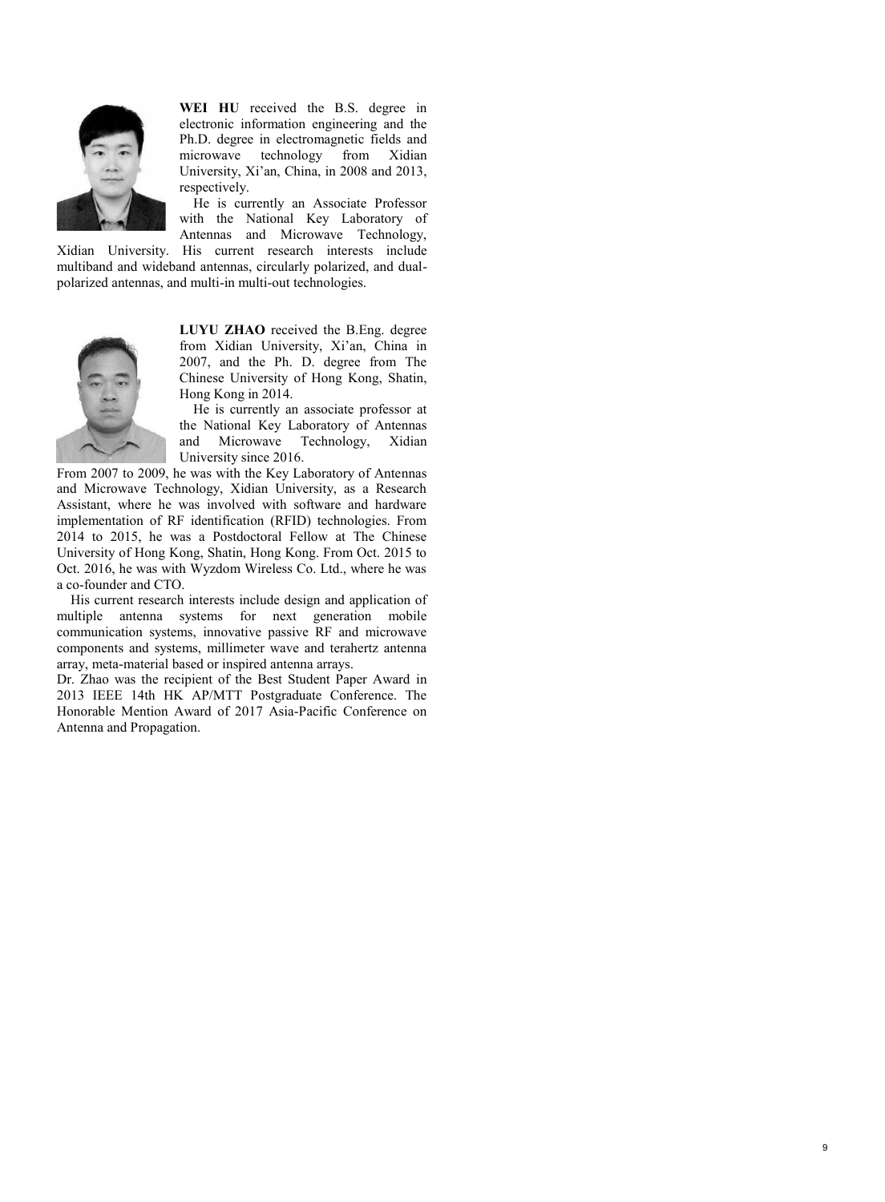**WEI HU** received the B.S. degree in electronic information engineering and the Ph.D. degree in electromagnetic fields and microwave technology from Xidian University, Xi'an, China, in 2008 and 2013, respectively.

He is currently an Associate Professor with the National Key Laboratory of Antennas and Microwave Technology, Xidian University. His current research interests include multiband and wideband antennas, circularly polarized, and dual-polarized antennas, and multi-in multi-out technologies.

**LUYU ZHAO** received the B.Eng. degree from Xidian University, Xi'an, China in 2007, and the Ph. D. degree from The Chinese University of Hong Kong, Shatin, Hong Kong in 2014.

He is currently an associate professor at the National Key Laboratory of Antennas and Microwave Technology, Xidian University since 2016. From 2007 to 2009, he was with the Key Laboratory of Antennas and Microwave Technology, Xidian University, as a Research Assistant, where he was involved with software and hardware implementation of RF identification (RFID) technologies. From 2014 to 2015, he was a Postdoctoral Fellow at The Chinese University of Hong Kong, Shatin, Hong Kong. From Oct. 2015 to Oct. 2016, he was with Wyzdom Wireless Co. Ltd., where he was a co-founder and CTO.

His current research interests include design and application of multiple antenna systems for next generation mobile communication systems, innovative passive RF and microwave components and systems, millimeter wave and terahertz antenna array, meta-material based or inspired antenna arrays.

Dr. Zhao was the recipient of the Best Student Paper Award in 2013 IEEE 14th HK AP/MTT Postgraduate Conference. The Honorable Mention Award of 2017 Asia-Pacific Conference on Antenna and Propagation.